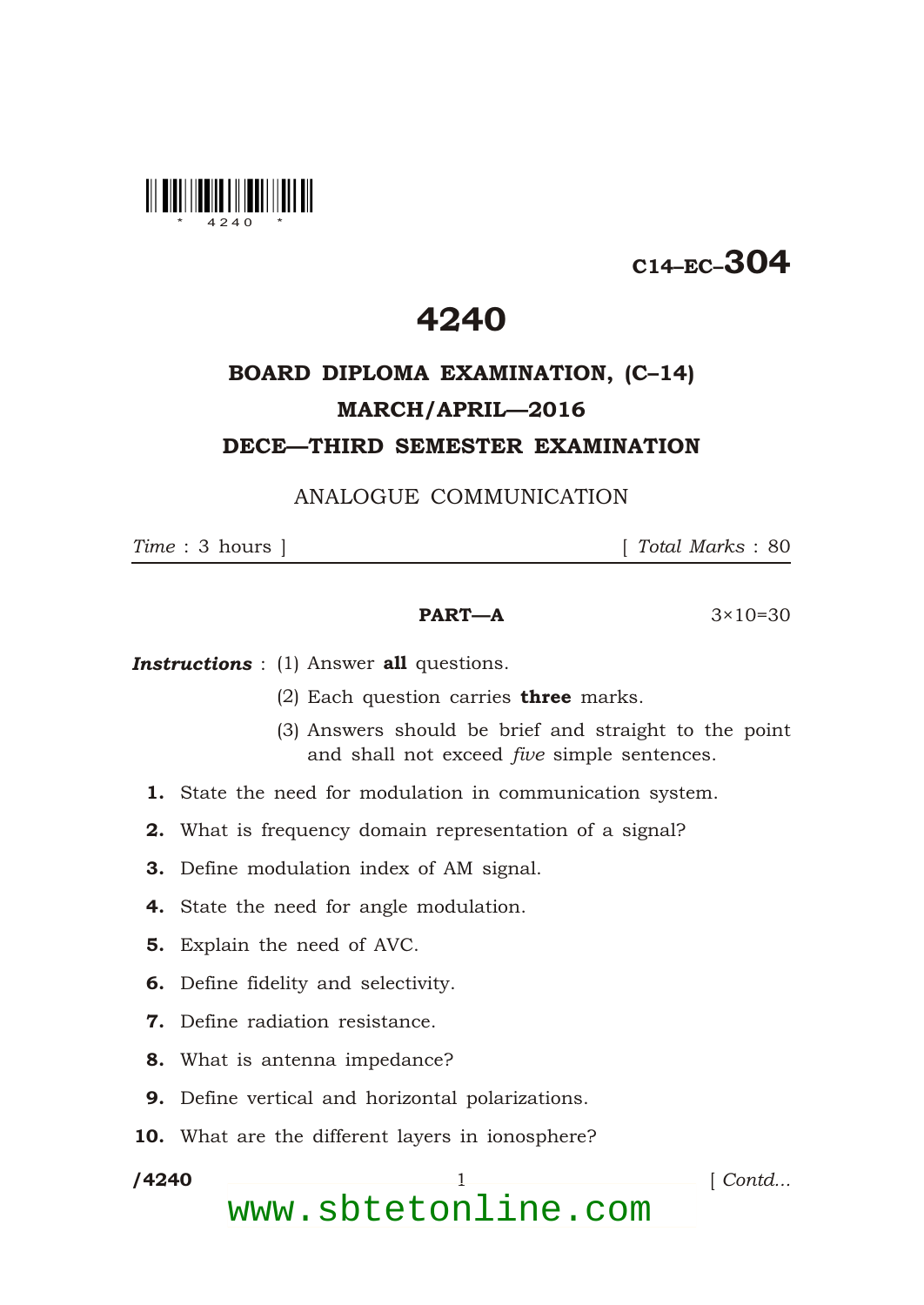**C14–EC–304**

# 4240

## BOARD DIPLOMA EXAMINATION, (C–14)
## MARCH/APRIL—2016
## DECE—THIRD SEMESTER EXAMINATION

ANALOGUE COMMUNICATION

*Time* : 3 hours ] [ *Total Marks* : 80

---

**PART—A** 3×10=30

***Instructions*** : (1) Answer **all** questions.

(2) Each question carries **three** marks.

(3) Answers should be brief and straight to the point and shall not exceed *five* simple sentences.

**1.** State the need for modulation in communication system.

**2.** What is frequency domain representation of a signal?

**3.** Define modulation index of AM signal.

**4.** State the need for angle modulation.

**5.** Explain the need of AVC.

**6.** Define fidelity and selectivity.

**7.** Define radiation resistance.

**8.** What is antenna impedance?

**9.** Define vertical and horizontal polarizations.

**10.** What are the different layers in ionosphere?

[ *Contd...*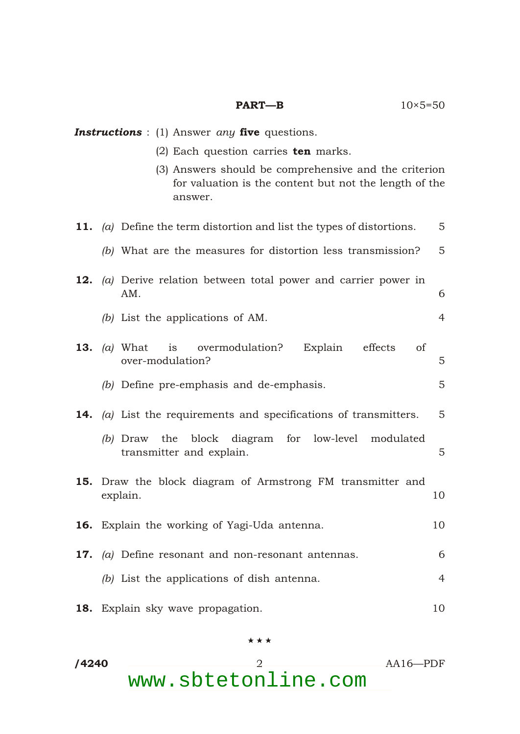## PART—B

10×5=50

***Instructions*** : (1) Answer *any* **five** questions.

(2) Each question carries **ten** marks.

(3) Answers should be comprehensive and the criterion for valuation is the content but not the length of the answer.

**11.** *(a)* Define the term distortion and list the types of distortions. 5

*(b)* What are the measures for distortion less transmission? 5

**12.** *(a)* Derive relation between total power and carrier power in AM. 6

*(b)* List the applications of AM. 4

**13.** *(a)* What is overmodulation? Explain effects of over-modulation? 5

*(b)* Define pre-emphasis and de-emphasis. 5

**14.** *(a)* List the requirements and specifications of transmitters. 5

*(b)* Draw the block diagram for low-level modulated transmitter and explain. 5

**15.** Draw the block diagram of Armstrong FM transmitter and explain. 10

**16.** Explain the working of Yagi-Uda antenna. 10

**17.** *(a)* Define resonant and non-resonant antennas. 6

*(b)* List the applications of dish antenna. 4

**18.** Explain sky wave propagation. 10

★ ★ ★

/4240 AA16—PDF

www.sbtetonline.com